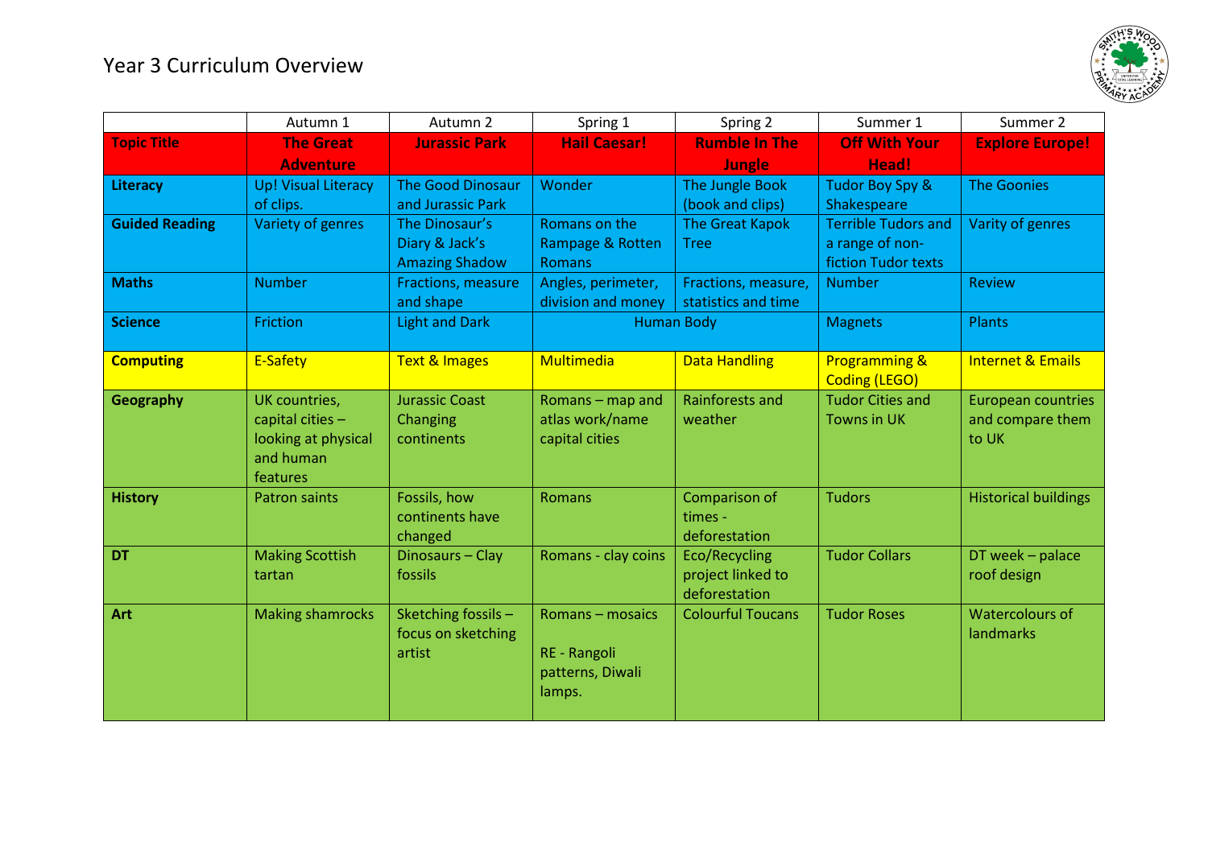# Year 3 Curriculum Overview

| | Autumn 1 | Autumn 2 | Spring 1 | Spring 2 | Summer 1 | Summer 2 |
|---|---|---|---|---|---|---|
| **Topic Title** | **The Great Adventure** | **Jurassic Park** | **Hail Caesar!** | **Rumble In The Jungle** | **Off With Your Head!** | **Explore Europe!** |
| **Literacy** | Up! Visual Literacy of clips. | The Good Dinosaur and Jurassic Park | Wonder | The Jungle Book (book and clips) | Tudor Boy Spy & Shakespeare | The Goonies |
| **Guided Reading** | Variety of genres | The Dinosaur's Diary & Jack's Amazing Shadow | Romans on the Rampage & Rotten Romans | The Great Kapok Tree | Terrible Tudors and a range of non-fiction Tudor texts | Varity of genres |
| **Maths** | Number | Fractions, measure and shape | Angles, perimeter, division and money | Fractions, measure, statistics and time | Number | Review |
| **Science** | Friction | Light and Dark | Human Body | | Magnets | Plants |
| **Computing** | E-Safety | Text & Images | Multimedia | Data Handling | Programming & Coding (LEGO) | Internet & Emails |
| **Geography** | UK countries, capital cities – looking at physical and human features | Jurassic Coast Changing continents | Romans – map and atlas work/name capital cities | Rainforests and weather | Tudor Cities and Towns in UK | European countries and compare them to UK |
| **History** | Patron saints | Fossils, how continents have changed | Romans | Comparison of times - deforestation | Tudors | Historical buildings |
| **DT** | Making Scottish tartan | Dinosaurs – Clay fossils | Romans - clay coins | Eco/Recycling project linked to deforestation | Tudor Collars | DT week – palace roof design |
| **Art** | Making shamrocks | Sketching fossils – focus on sketching artist | Romans – mosaics<br><br>RE - Rangoli patterns, Diwali lamps. | Colourful Toucans | Tudor Roses | Watercolours of landmarks |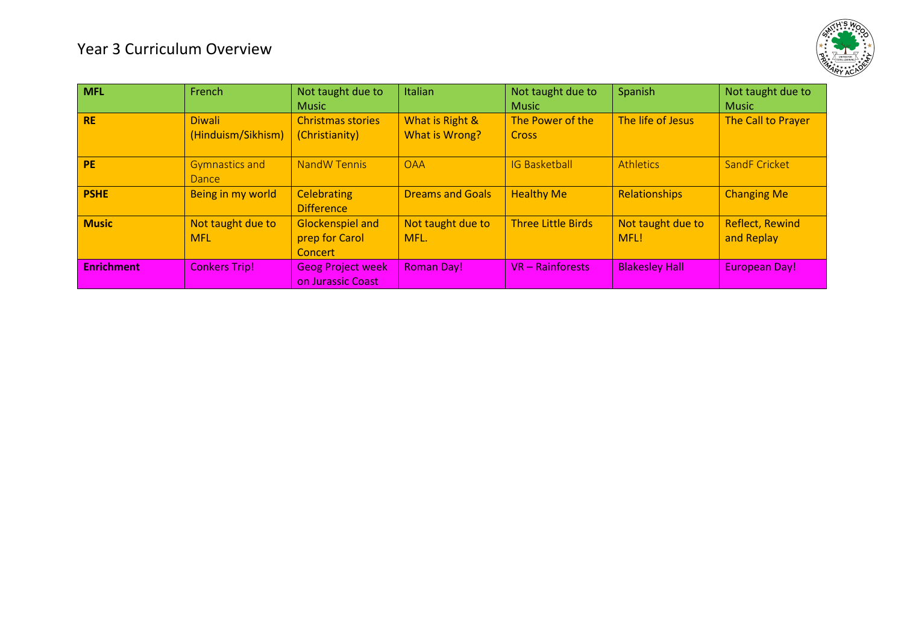# Year 3 Curriculum Overview

| | | | | | | |
|---|---|---|---|---|---|---|
| **MFL** | French | Not taught due to Music | Italian | Not taught due to Music | Spanish | Not taught due to Music |
| **RE** | Diwali (Hinduism/Sikhism) | Christmas stories (Christianity) | What is Right & What is Wrong? | The Power of the Cross | The life of Jesus | The Call to Prayer |
| **PE** | Gymnastics and Dance | NandW Tennis | OAA | IG Basketball | Athletics | SandF Cricket |
| **PSHE** | Being in my world | Celebrating Difference | Dreams and Goals | Healthy Me | Relationships | Changing Me |
| **Music** | Not taught due to MFL | Glockenspiel and prep for Carol Concert | Not taught due to MFL. | Three Little Birds | Not taught due to MFL! | Reflect, Rewind and Replay |
| **Enrichment** | Conkers Trip! | Geog Project week on Jurassic Coast | Roman Day! | VR – Rainforests | Blakesley Hall | European Day! |